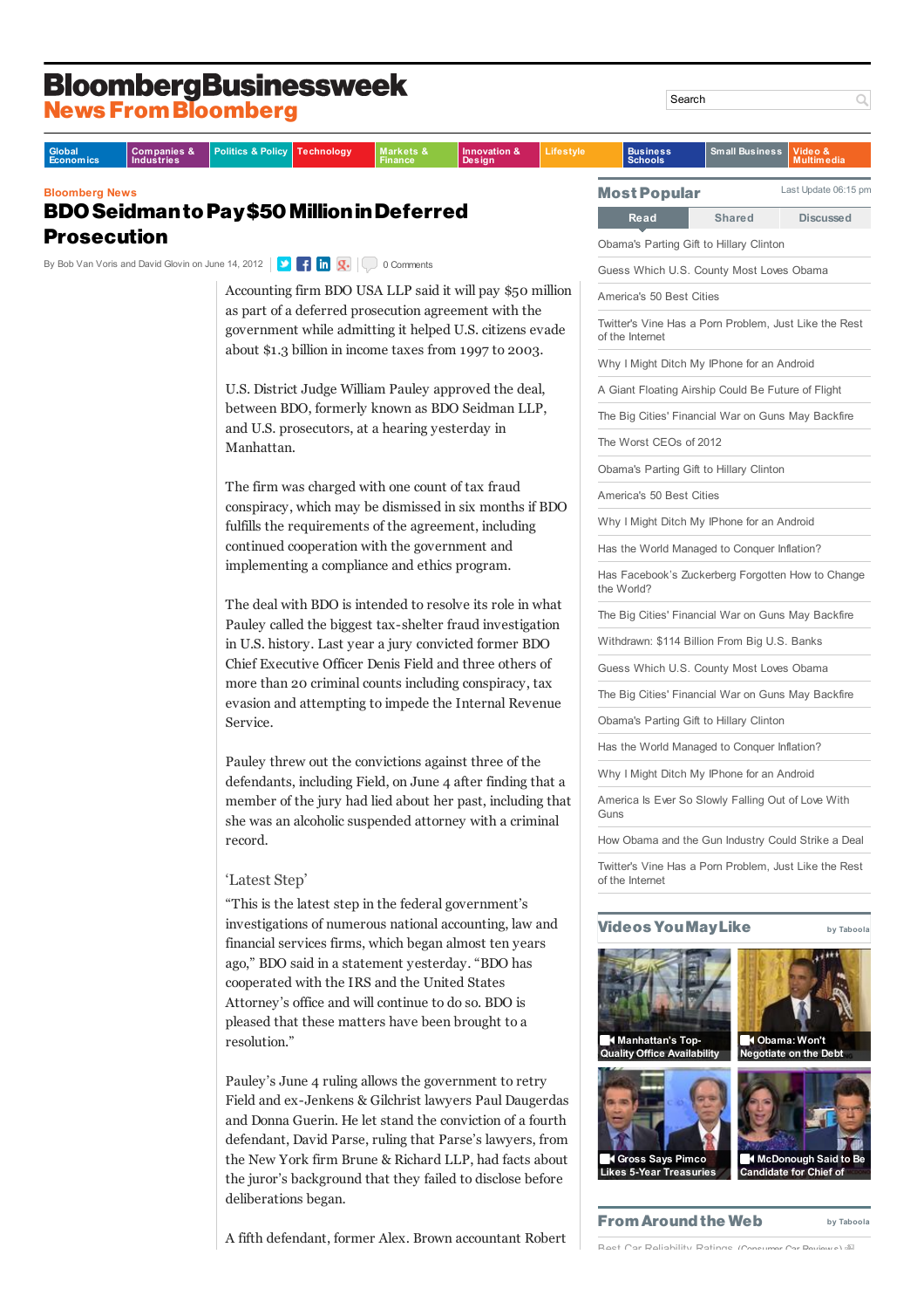# BloombergBusinessweek
## News From Bloomberg

Bloomberg News

# BDO Seidman to Pay $50 Million in Deferred Prosecution

By Bob Van Voris and David Glovin on June 14, 2012

Accounting firm BDO USA LLP said it will pay $50 million as part of a deferred prosecution agreement with the government while admitting it helped U.S. citizens evade about $1.3 billion in income taxes from 1997 to 2003.

U.S. District Judge William Pauley approved the deal, between BDO, formerly known as BDO Seidman LLP, and U.S. prosecutors, at a hearing yesterday in Manhattan.

The firm was charged with one count of tax fraud conspiracy, which may be dismissed in six months if BDO fulfills the requirements of the agreement, including continued cooperation with the government and implementing a compliance and ethics program.

The deal with BDO is intended to resolve its role in what Pauley called the biggest tax-shelter fraud investigation in U.S. history. Last year a jury convicted former BDO Chief Executive Officer Denis Field and three others of more than 20 criminal counts including conspiracy, tax evasion and attempting to impede the Internal Revenue Service.

Pauley threw out the convictions against three of the defendants, including Field, on June 4 after finding that a member of the jury had lied about her past, including that she was an alcoholic suspended attorney with a criminal record.

## 'Latest Step'

"This is the latest step in the federal government's investigations of numerous national accounting, law and financial services firms, which began almost ten years ago," BDO said in a statement yesterday. "BDO has cooperated with the IRS and the United States Attorney's office and will continue to do so. BDO is pleased that these matters have been brought to a resolution."

Pauley's June 4 ruling allows the government to retry Field and ex-Jenkens & Gilchrist lawyers Paul Daugerdas and Donna Guerin. He let stand the conviction of a fourth defendant, David Parse, ruling that Parse's lawyers, from the New York firm Brune & Richard LLP, had facts about the juror's background that they failed to disclose before deliberations began.

A fifth defendant, former Alex. Brown accountant Robert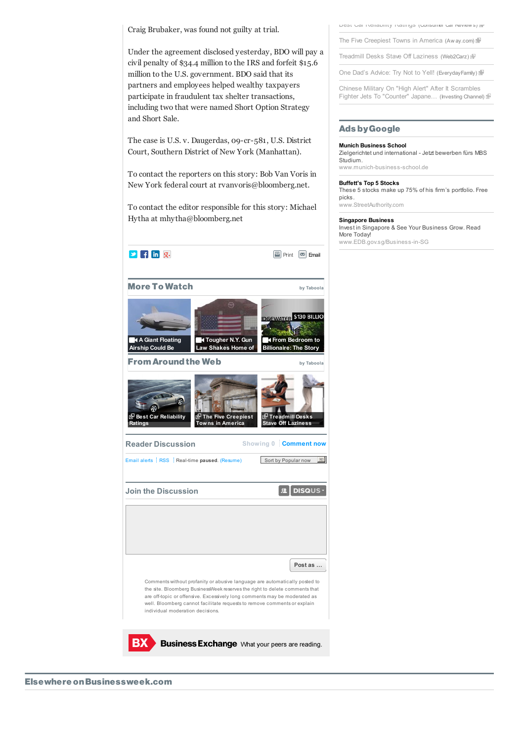Craig Brubaker, was found not guilty at trial.

Under the agreement disclosed yesterday, BDO will pay a civil penalty of $34.4 million to the IRS and forfeit $15.6 million to the U.S. government. BDO said that its partners and employees helped wealthy taxpayers participate in fraudulent tax shelter transactions, including two that were named Short Option Strategy and Short Sale.

The case is U.S. v. Daugerdas, 09-cr-581, U.S. District Court, Southern District of New York (Manhattan).

To contact the reporters on this story: Bob Van Voris in New York federal court at rvanvoris@bloomberg.net.

To contact the editor responsible for this story: Michael Hytha at mhytha@bloomberg.net

Print Email

## More To Watch

by Taboola

- A Giant Floating Airship Could Be
- Tougher N.Y. Gun Law Shakes Home of
- From Bedroom to Billionaire: The Story

## From Around the Web

by Taboola

- Best Car Reliability Ratings
- The Five Creepiest Towns in America
- Treadmill Desks Stave Off Laziness

## Reader Discussion

Showing 0 | Comment now

Email alerts | RSS | Real-time **paused**. (Resume) | Sort by Popular now

## Join the Discussion

DISQUS

Post as ...

Comments without profanity or abusive language are automatically posted to the site. Bloomberg BusinessWeek reserves the right to delete comments that are off-topic or offensive. Excessively long comments may be moderated as well. Bloomberg cannot facilitate requests to remove comments or explain individual moderation decisions.

BX **Business Exchange** What your peers are reading.

- Best Car Reliability Ratings (Consumer Car Reviews)
- The Five Creepiest Towns in America (Away.com)
- Treadmill Desks Stave Off Laziness (Web2Carz)
- One Dad's Advice: Try Not to Yell! (EverydayFamily)
- Chinese Military On "High Alert" After It Scrambles Fighter Jets To "Counter" Japane… (Investing Channel)

## Ads by Google

**Munich Business School**
Zielgerichtet und international - Jetzt bewerben fürs MBS Studium.
www.munich-business-school.de

**Buffett's Top 5 Stocks**
These 5 stocks make up 75% of his firm's portfolio. Free picks.
www.StreetAuthority.com

**Singapore Business**
Invest in Singapore & See Your Business Grow. Read More Today!
www.EDB.gov.sg/Business-in-SG

## Elsewhere on Businessweek.com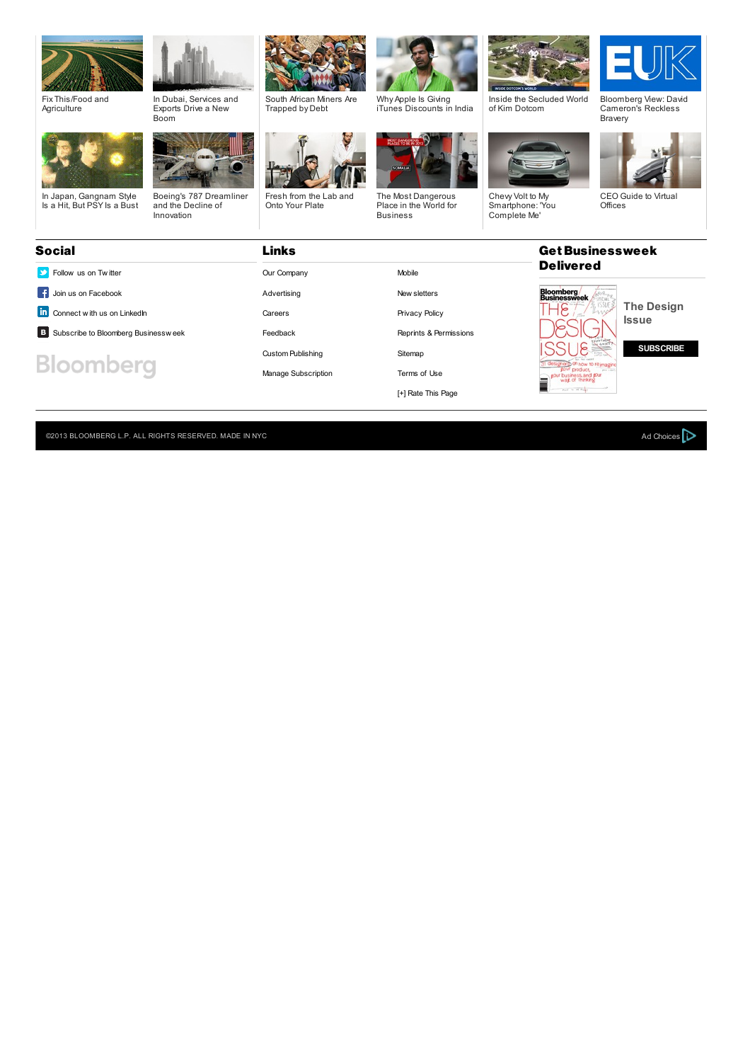Fix This/Food and Agriculture

In Dubai, Services and Exports Drive a New Boom

South African Miners Are Trapped by Debt

Why Apple Is Giving iTunes Discounts in India

Inside the Secluded World of Kim Dotcom

Bloomberg View: David Cameron's Reckless Bravery

In Japan, Gangnam Style Is a Hit, But PSY Is a Bust

Boeing's 787 Dreamliner and the Decline of Innovation

Fresh from the Lab and Onto Your Plate

The Most Dangerous Place in the World for Business

Chevy Volt to My Smartphone: 'You Complete Me'

CEO Guide to Virtual Offices

## Social

- Follow us on Twitter
- Join us on Facebook
- Connect with us on LinkedIn
- Subscribe to Bloomberg Businessweek

Bloomberg

## Links

- Our Company
- Advertising
- Careers
- Feedback
- Custom Publishing
- Manage Subscription
- Mobile
- Newsletters
- Privacy Policy
- Reprints & Permissions
- Sitemap
- Terms of Use
- [+] Rate This Page

## Get Businessweek Delivered

The Design Issue

SUBSCRIBE

©2013 BLOOMBERG L.P. ALL RIGHTS RESERVED. MADE IN NYC

Ad Choices